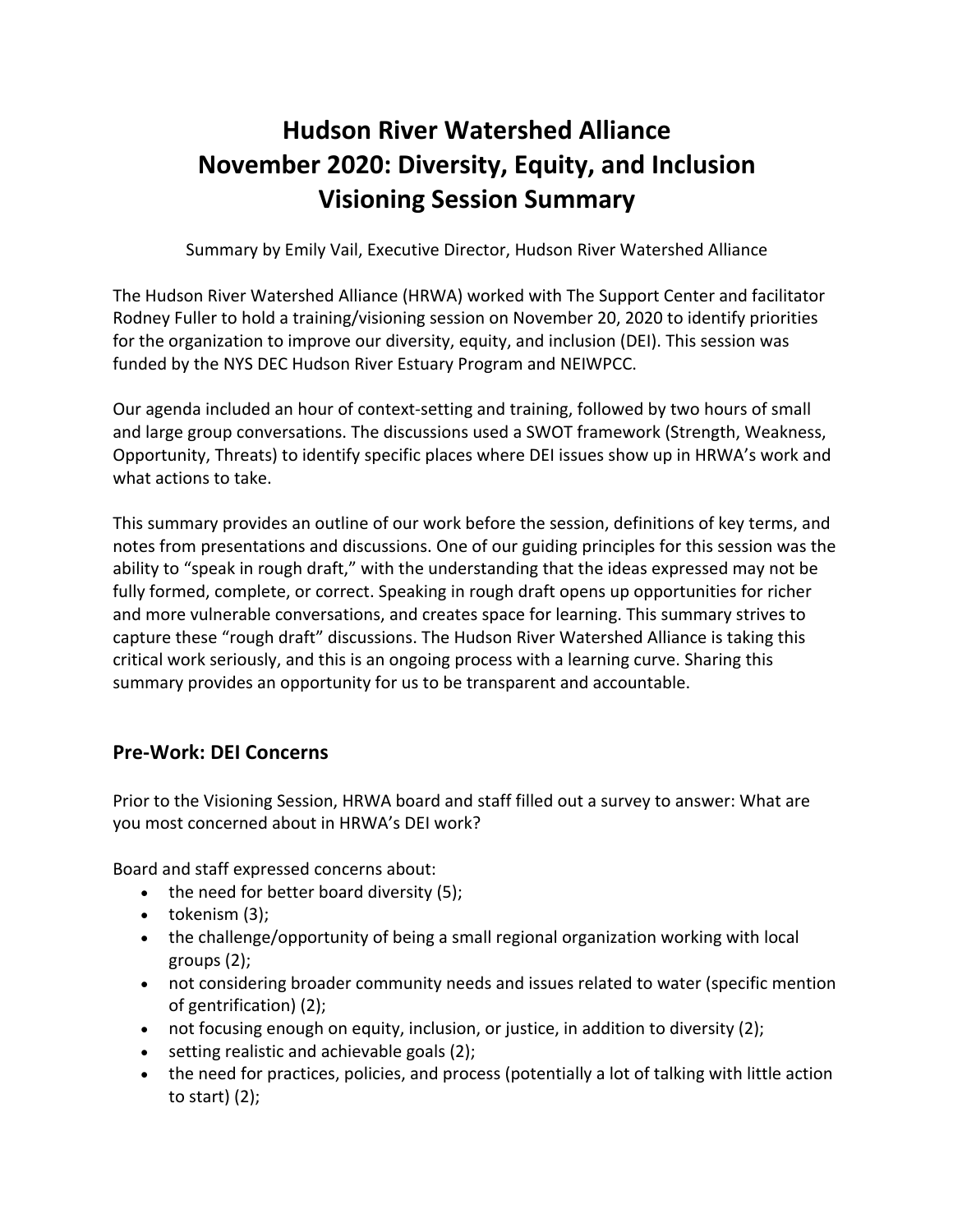# Hudson River Watershed Alliance
# November 2020: Diversity, Equity, and Inclusion Visioning Session Summary

Summary by Emily Vail, Executive Director, Hudson River Watershed Alliance

The Hudson River Watershed Alliance (HRWA) worked with The Support Center and facilitator Rodney Fuller to hold a training/visioning session on November 20, 2020 to identify priorities for the organization to improve our diversity, equity, and inclusion (DEI). This session was funded by the NYS DEC Hudson River Estuary Program and NEIWPCC.

Our agenda included an hour of context-setting and training, followed by two hours of small and large group conversations. The discussions used a SWOT framework (Strength, Weakness, Opportunity, Threats) to identify specific places where DEI issues show up in HRWA's work and what actions to take.

This summary provides an outline of our work before the session, definitions of key terms, and notes from presentations and discussions. One of our guiding principles for this session was the ability to "speak in rough draft," with the understanding that the ideas expressed may not be fully formed, complete, or correct. Speaking in rough draft opens up opportunities for richer and more vulnerable conversations, and creates space for learning. This summary strives to capture these "rough draft" discussions. The Hudson River Watershed Alliance is taking this critical work seriously, and this is an ongoing process with a learning curve. Sharing this summary provides an opportunity for us to be transparent and accountable.

## Pre-Work: DEI Concerns

Prior to the Visioning Session, HRWA board and staff filled out a survey to answer: What are you most concerned about in HRWA's DEI work?

Board and staff expressed concerns about:

- the need for better board diversity (5);
- tokenism (3);
- the challenge/opportunity of being a small regional organization working with local groups (2);
- not considering broader community needs and issues related to water (specific mention of gentrification) (2);
- not focusing enough on equity, inclusion, or justice, in addition to diversity (2);
- setting realistic and achievable goals (2);
- the need for practices, policies, and process (potentially a lot of talking with little action to start) (2);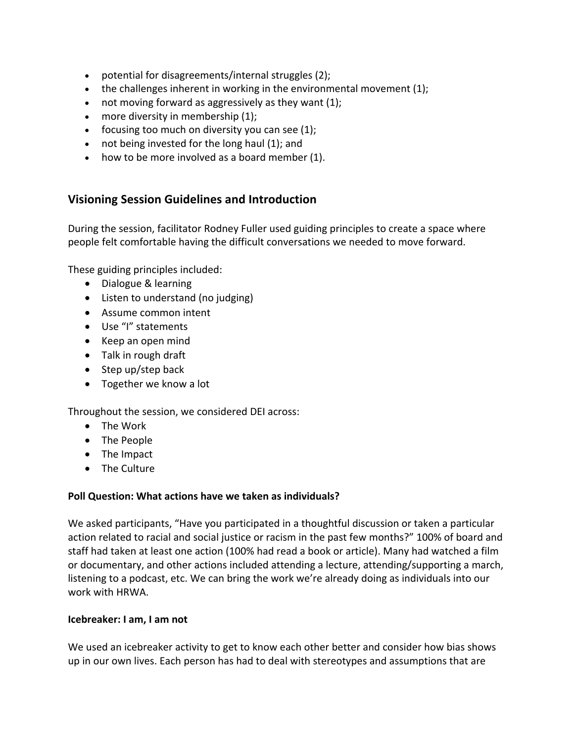- potential for disagreements/internal struggles (2);
- the challenges inherent in working in the environmental movement (1);
- not moving forward as aggressively as they want (1);
- more diversity in membership (1);
- focusing too much on diversity you can see (1);
- not being invested for the long haul (1); and
- how to be more involved as a board member (1).

## Visioning Session Guidelines and Introduction

During the session, facilitator Rodney Fuller used guiding principles to create a space where people felt comfortable having the difficult conversations we needed to move forward.

These guiding principles included:

- Dialogue & learning
- Listen to understand (no judging)
- Assume common intent
- Use "I" statements
- Keep an open mind
- Talk in rough draft
- Step up/step back
- Together we know a lot

Throughout the session, we considered DEI across:

- The Work
- The People
- The Impact
- The Culture

**Poll Question: What actions have we taken as individuals?**

We asked participants, "Have you participated in a thoughtful discussion or taken a particular action related to racial and social justice or racism in the past few months?" 100% of board and staff had taken at least one action (100% had read a book or article). Many had watched a film or documentary, and other actions included attending a lecture, attending/supporting a march, listening to a podcast, etc. We can bring the work we're already doing as individuals into our work with HRWA.

**Icebreaker: I am, I am not**

We used an icebreaker activity to get to know each other better and consider how bias shows up in our own lives. Each person has had to deal with stereotypes and assumptions that are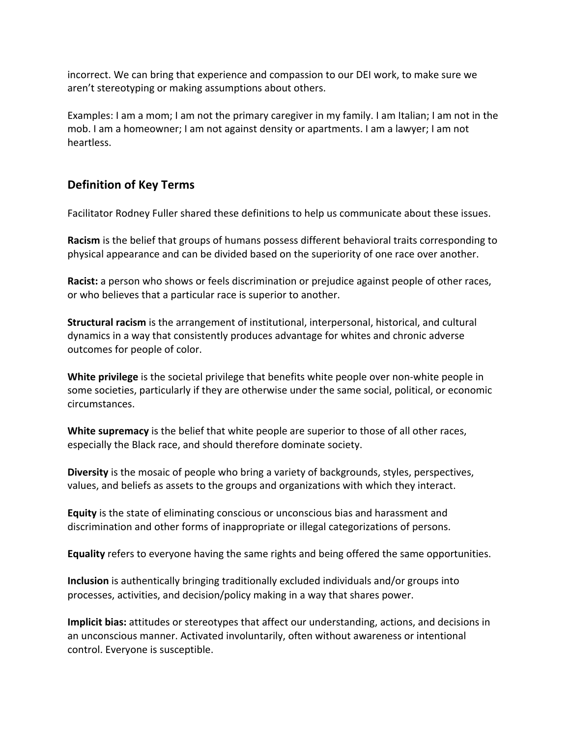incorrect. We can bring that experience and compassion to our DEI work, to make sure we aren't stereotyping or making assumptions about others.

Examples: I am a mom; I am not the primary caregiver in my family. I am Italian; I am not in the mob. I am a homeowner; I am not against density or apartments. I am a lawyer; I am not heartless.

## Definition of Key Terms

Facilitator Rodney Fuller shared these definitions to help us communicate about these issues.

**Racism** is the belief that groups of humans possess different behavioral traits corresponding to physical appearance and can be divided based on the superiority of one race over another.

**Racist:** a person who shows or feels discrimination or prejudice against people of other races, or who believes that a particular race is superior to another.

**Structural racism** is the arrangement of institutional, interpersonal, historical, and cultural dynamics in a way that consistently produces advantage for whites and chronic adverse outcomes for people of color.

**White privilege** is the societal privilege that benefits white people over non-white people in some societies, particularly if they are otherwise under the same social, political, or economic circumstances.

**White supremacy** is the belief that white people are superior to those of all other races, especially the Black race, and should therefore dominate society.

**Diversity** is the mosaic of people who bring a variety of backgrounds, styles, perspectives, values, and beliefs as assets to the groups and organizations with which they interact.

**Equity** is the state of eliminating conscious or unconscious bias and harassment and discrimination and other forms of inappropriate or illegal categorizations of persons.

**Equality** refers to everyone having the same rights and being offered the same opportunities.

**Inclusion** is authentically bringing traditionally excluded individuals and/or groups into processes, activities, and decision/policy making in a way that shares power.

**Implicit bias:** attitudes or stereotypes that affect our understanding, actions, and decisions in an unconscious manner. Activated involuntarily, often without awareness or intentional control. Everyone is susceptible.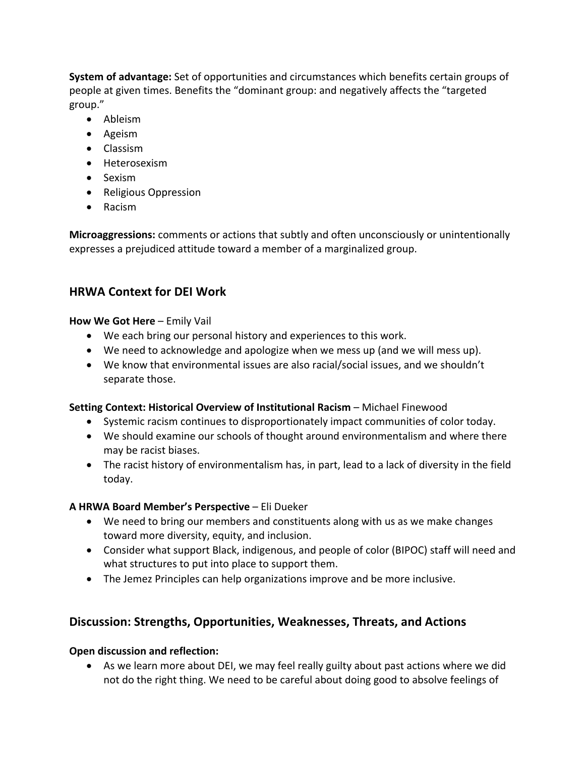**System of advantage:** Set of opportunities and circumstances which benefits certain groups of people at given times. Benefits the "dominant group: and negatively affects the "targeted group."

- Ableism
- Ageism
- Classism
- Heterosexism
- Sexism
- Religious Oppression
- Racism

**Microaggressions:** comments or actions that subtly and often unconsciously or unintentionally expresses a prejudiced attitude toward a member of a marginalized group.

## HRWA Context for DEI Work

**How We Got Here** – Emily Vail

- We each bring our personal history and experiences to this work.
- We need to acknowledge and apologize when we mess up (and we will mess up).
- We know that environmental issues are also racial/social issues, and we shouldn't separate those.

**Setting Context: Historical Overview of Institutional Racism** – Michael Finewood

- Systemic racism continues to disproportionately impact communities of color today.
- We should examine our schools of thought around environmentalism and where there may be racist biases.
- The racist history of environmentalism has, in part, lead to a lack of diversity in the field today.

**A HRWA Board Member's Perspective** – Eli Dueker

- We need to bring our members and constituents along with us as we make changes toward more diversity, equity, and inclusion.
- Consider what support Black, indigenous, and people of color (BIPOC) staff will need and what structures to put into place to support them.
- The Jemez Principles can help organizations improve and be more inclusive.

## Discussion: Strengths, Opportunities, Weaknesses, Threats, and Actions

**Open discussion and reflection:**

- As we learn more about DEI, we may feel really guilty about past actions where we did not do the right thing. We need to be careful about doing good to absolve feelings of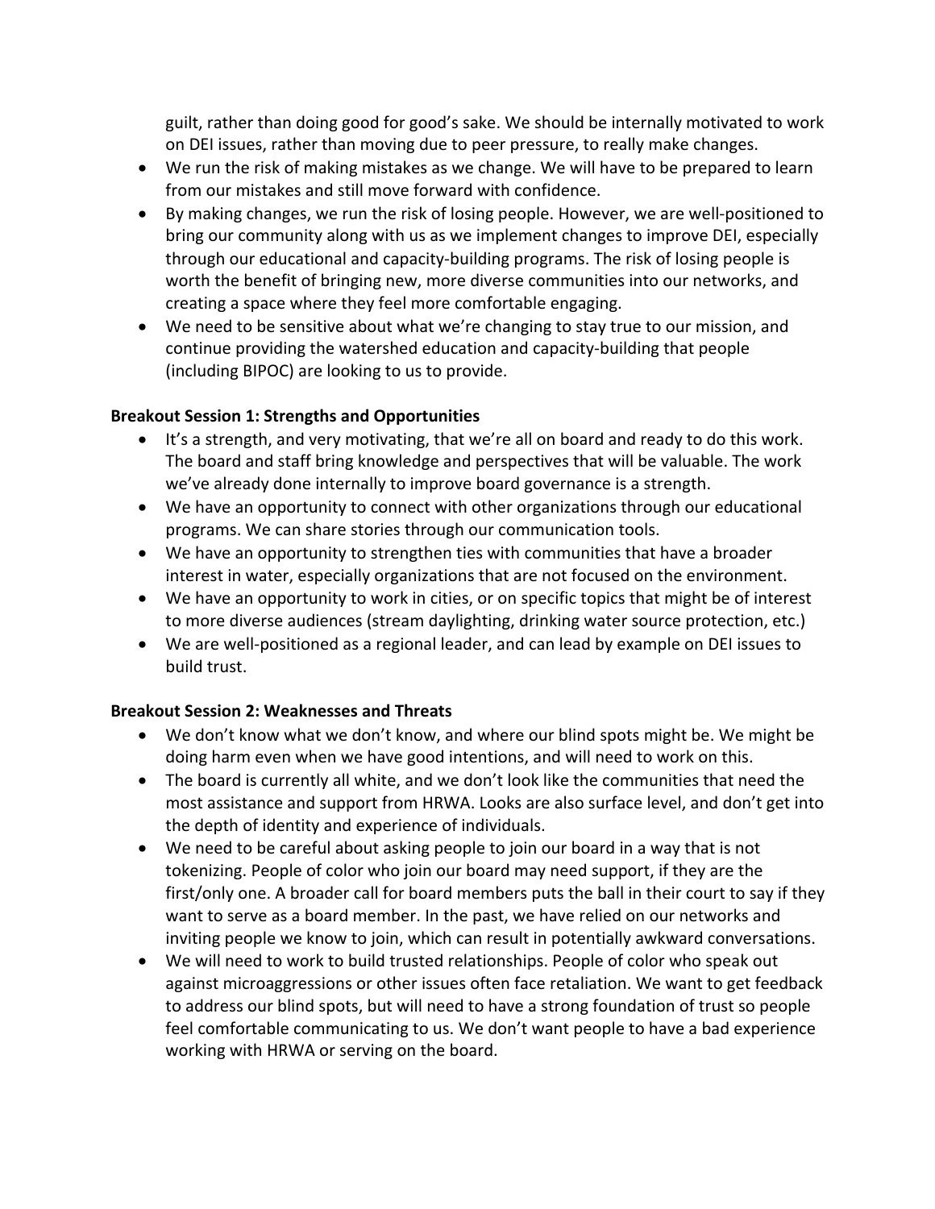guilt, rather than doing good for good's sake. We should be internally motivated to work on DEI issues, rather than moving due to peer pressure, to really make changes.

- We run the risk of making mistakes as we change. We will have to be prepared to learn from our mistakes and still move forward with confidence.
- By making changes, we run the risk of losing people. However, we are well-positioned to bring our community along with us as we implement changes to improve DEI, especially through our educational and capacity-building programs. The risk of losing people is worth the benefit of bringing new, more diverse communities into our networks, and creating a space where they feel more comfortable engaging.
- We need to be sensitive about what we're changing to stay true to our mission, and continue providing the watershed education and capacity-building that people (including BIPOC) are looking to us to provide.

**Breakout Session 1: Strengths and Opportunities**

- It's a strength, and very motivating, that we're all on board and ready to do this work. The board and staff bring knowledge and perspectives that will be valuable. The work we've already done internally to improve board governance is a strength.
- We have an opportunity to connect with other organizations through our educational programs. We can share stories through our communication tools.
- We have an opportunity to strengthen ties with communities that have a broader interest in water, especially organizations that are not focused on the environment.
- We have an opportunity to work in cities, or on specific topics that might be of interest to more diverse audiences (stream daylighting, drinking water source protection, etc.)
- We are well-positioned as a regional leader, and can lead by example on DEI issues to build trust.

**Breakout Session 2: Weaknesses and Threats**

- We don't know what we don't know, and where our blind spots might be. We might be doing harm even when we have good intentions, and will need to work on this.
- The board is currently all white, and we don't look like the communities that need the most assistance and support from HRWA. Looks are also surface level, and don't get into the depth of identity and experience of individuals.
- We need to be careful about asking people to join our board in a way that is not tokenizing. People of color who join our board may need support, if they are the first/only one. A broader call for board members puts the ball in their court to say if they want to serve as a board member. In the past, we have relied on our networks and inviting people we know to join, which can result in potentially awkward conversations.
- We will need to work to build trusted relationships. People of color who speak out against microaggressions or other issues often face retaliation. We want to get feedback to address our blind spots, but will need to have a strong foundation of trust so people feel comfortable communicating to us. We don't want people to have a bad experience working with HRWA or serving on the board.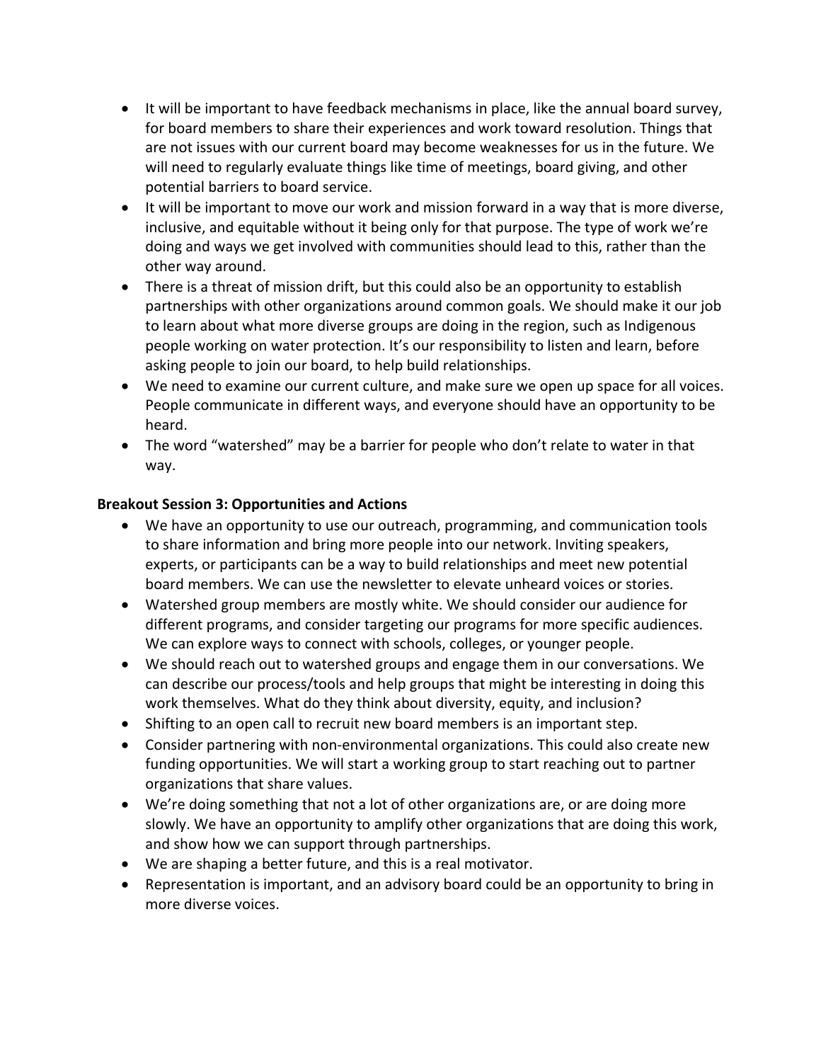- It will be important to have feedback mechanisms in place, like the annual board survey, for board members to share their experiences and work toward resolution. Things that are not issues with our current board may become weaknesses for us in the future. We will need to regularly evaluate things like time of meetings, board giving, and other potential barriers to board service.
- It will be important to move our work and mission forward in a way that is more diverse, inclusive, and equitable without it being only for that purpose. The type of work we're doing and ways we get involved with communities should lead to this, rather than the other way around.
- There is a threat of mission drift, but this could also be an opportunity to establish partnerships with other organizations around common goals. We should make it our job to learn about what more diverse groups are doing in the region, such as Indigenous people working on water protection. It's our responsibility to listen and learn, before asking people to join our board, to help build relationships.
- We need to examine our current culture, and make sure we open up space for all voices. People communicate in different ways, and everyone should have an opportunity to be heard.
- The word "watershed" may be a barrier for people who don't relate to water in that way.

**Breakout Session 3: Opportunities and Actions**

- We have an opportunity to use our outreach, programming, and communication tools to share information and bring more people into our network. Inviting speakers, experts, or participants can be a way to build relationships and meet new potential board members. We can use the newsletter to elevate unheard voices or stories.
- Watershed group members are mostly white. We should consider our audience for different programs, and consider targeting our programs for more specific audiences. We can explore ways to connect with schools, colleges, or younger people.
- We should reach out to watershed groups and engage them in our conversations. We can describe our process/tools and help groups that might be interesting in doing this work themselves. What do they think about diversity, equity, and inclusion?
- Shifting to an open call to recruit new board members is an important step.
- Consider partnering with non-environmental organizations. This could also create new funding opportunities. We will start a working group to start reaching out to partner organizations that share values.
- We're doing something that not a lot of other organizations are, or are doing more slowly. We have an opportunity to amplify other organizations that are doing this work, and show how we can support through partnerships.
- We are shaping a better future, and this is a real motivator.
- Representation is important, and an advisory board could be an opportunity to bring in more diverse voices.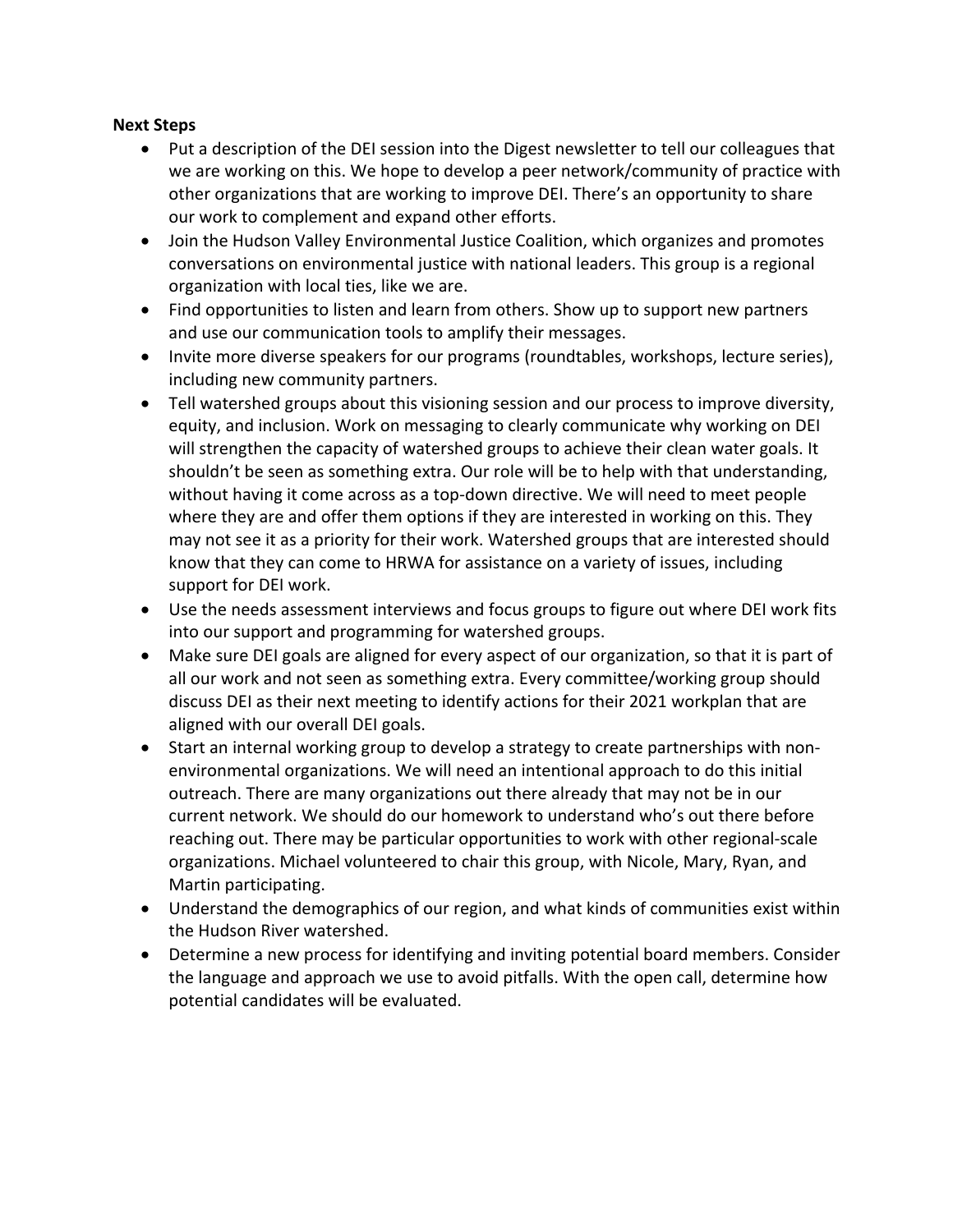**Next Steps**

- Put a description of the DEI session into the Digest newsletter to tell our colleagues that we are working on this. We hope to develop a peer network/community of practice with other organizations that are working to improve DEI. There's an opportunity to share our work to complement and expand other efforts.
- Join the Hudson Valley Environmental Justice Coalition, which organizes and promotes conversations on environmental justice with national leaders. This group is a regional organization with local ties, like we are.
- Find opportunities to listen and learn from others. Show up to support new partners and use our communication tools to amplify their messages.
- Invite more diverse speakers for our programs (roundtables, workshops, lecture series), including new community partners.
- Tell watershed groups about this visioning session and our process to improve diversity, equity, and inclusion. Work on messaging to clearly communicate why working on DEI will strengthen the capacity of watershed groups to achieve their clean water goals. It shouldn't be seen as something extra. Our role will be to help with that understanding, without having it come across as a top-down directive. We will need to meet people where they are and offer them options if they are interested in working on this. They may not see it as a priority for their work. Watershed groups that are interested should know that they can come to HRWA for assistance on a variety of issues, including support for DEI work.
- Use the needs assessment interviews and focus groups to figure out where DEI work fits into our support and programming for watershed groups.
- Make sure DEI goals are aligned for every aspect of our organization, so that it is part of all our work and not seen as something extra. Every committee/working group should discuss DEI as their next meeting to identify actions for their 2021 workplan that are aligned with our overall DEI goals.
- Start an internal working group to develop a strategy to create partnerships with non-environmental organizations. We will need an intentional approach to do this initial outreach. There are many organizations out there already that may not be in our current network. We should do our homework to understand who's out there before reaching out. There may be particular opportunities to work with other regional-scale organizations. Michael volunteered to chair this group, with Nicole, Mary, Ryan, and Martin participating.
- Understand the demographics of our region, and what kinds of communities exist within the Hudson River watershed.
- Determine a new process for identifying and inviting potential board members. Consider the language and approach we use to avoid pitfalls. With the open call, determine how potential candidates will be evaluated.